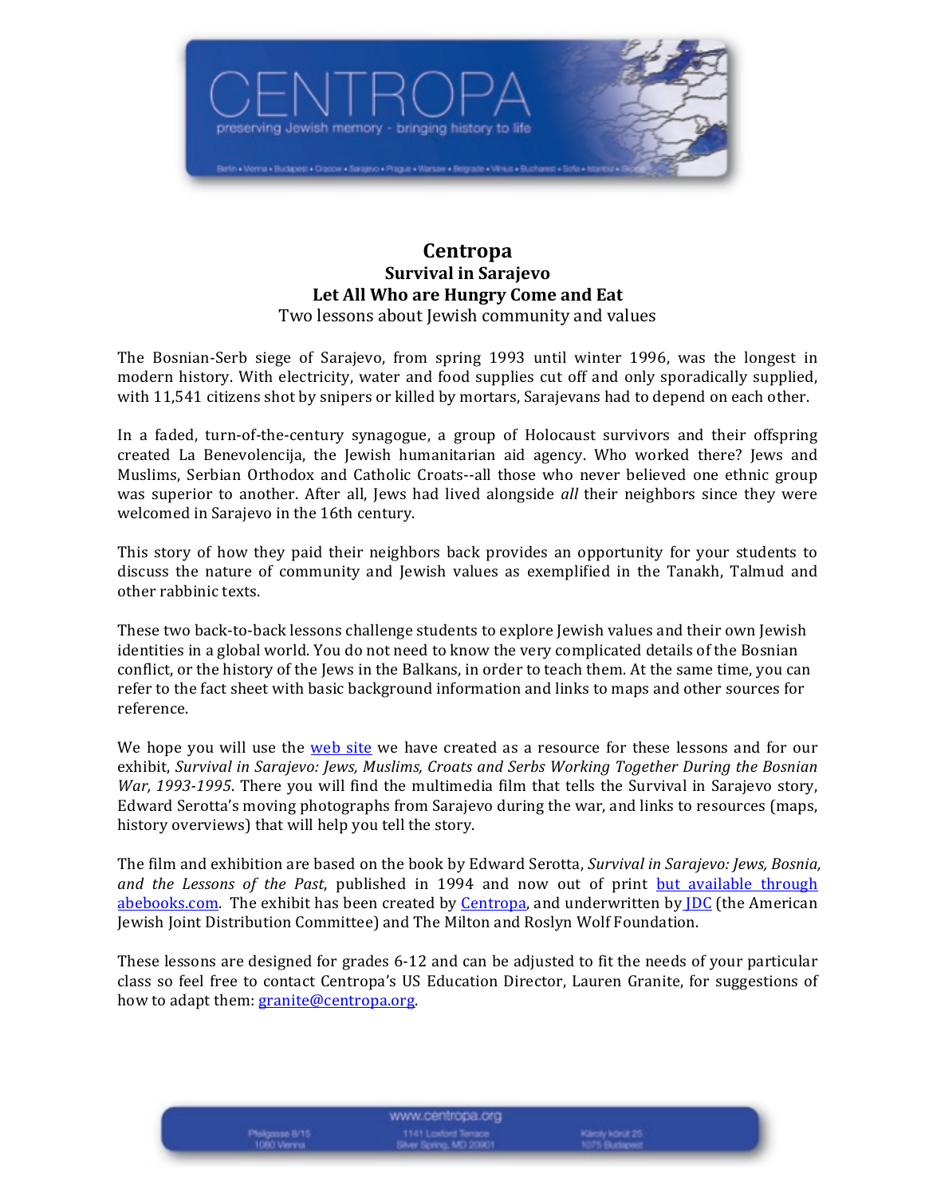# Centropa

## Survival in Sarajevo

## Let All Who are Hungry Come and Eat

Two lessons about Jewish community and values

The Bosnian-Serb siege of Sarajevo, from spring 1993 until winter 1996, was the longest in modern history. With electricity, water and food supplies cut off and only sporadically supplied, with 11,541 citizens shot by snipers or killed by mortars, Sarajevans had to depend on each other.

In a faded, turn-of-the-century synagogue, a group of Holocaust survivors and their offspring created La Benevolencija, the Jewish humanitarian aid agency. Who worked there? Jews and Muslims, Serbian Orthodox and Catholic Croats--all those who never believed one ethnic group was superior to another. After all, Jews had lived alongside *all* their neighbors since they were welcomed in Sarajevo in the 16th century.

This story of how they paid their neighbors back provides an opportunity for your students to discuss the nature of community and Jewish values as exemplified in the Tanakh, Talmud and other rabbinic texts.

These two back-to-back lessons challenge students to explore Jewish values and their own Jewish identities in a global world. You do not need to know the very complicated details of the Bosnian conflict, or the history of the Jews in the Balkans, in order to teach them. At the same time, you can refer to the fact sheet with basic background information and links to maps and other sources for reference.

We hope you will use the web site we have created as a resource for these lessons and for our exhibit, *Survival in Sarajevo: Jews, Muslims, Croats and Serbs Working Together During the Bosnian War, 1993-1995*. There you will find the multimedia film that tells the Survival in Sarajevo story, Edward Serotta's moving photographs from Sarajevo during the war, and links to resources (maps, history overviews) that will help you tell the story.

The film and exhibition are based on the book by Edward Serotta, *Survival in Sarajevo: Jews, Bosnia, and the Lessons of the Past*, published in 1994 and now out of print but available through abebooks.com. The exhibit has been created by Centropa, and underwritten by JDC (the American Jewish Joint Distribution Committee) and The Milton and Roslyn Wolf Foundation.

These lessons are designed for grades 6-12 and can be adjusted to fit the needs of your particular class so feel free to contact Centropa's US Education Director, Lauren Granite, for suggestions of how to adapt them: granite@centropa.org.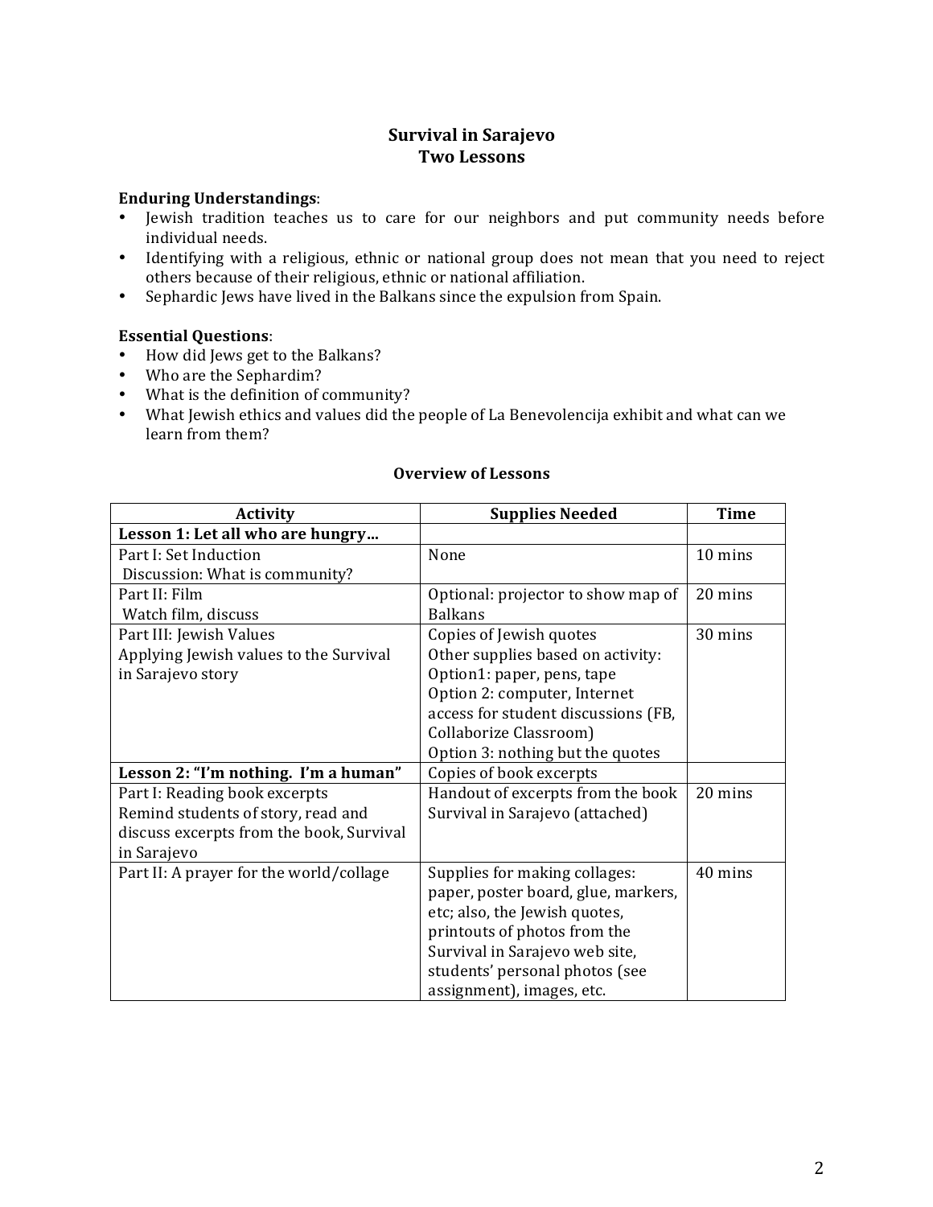# Survival in Sarajevo
## Two Lessons

**Enduring Understandings**:

- Jewish tradition teaches us to care for our neighbors and put community needs before individual needs.
- Identifying with a religious, ethnic or national group does not mean that you need to reject others because of their religious, ethnic or national affiliation.
- Sephardic Jews have lived in the Balkans since the expulsion from Spain.

**Essential Questions**:

- How did Jews get to the Balkans?
- Who are the Sephardim?
- What is the definition of community?
- What Jewish ethics and values did the people of La Benevolencija exhibit and what can we learn from them?

### Overview of Lessons

| Activity | Supplies Needed | Time |
|---|---|---|
| **Lesson 1: Let all who are hungry…** | | |
| Part I: Set Induction<br>Discussion: What is community? | None | 10 mins |
| Part II: Film<br>Watch film, discuss | Optional: projector to show map of Balkans | 20 mins |
| Part III: Jewish Values<br>Applying Jewish values to the Survival in Sarajevo story | Copies of Jewish quotes<br>Other supplies based on activity:<br>Option1: paper, pens, tape<br>Option 2: computer, Internet access for student discussions (FB, Collaborize Classroom)<br>Option 3: nothing but the quotes | 30 mins |
| **Lesson 2: "I'm nothing. I'm a human"** | Copies of book excerpts | |
| Part I: Reading book excerpts<br>Remind students of story, read and discuss excerpts from the book, Survival in Sarajevo | Handout of excerpts from the book Survival in Sarajevo (attached) | 20 mins |
| Part II: A prayer for the world/collage | Supplies for making collages: paper, poster board, glue, markers, etc; also, the Jewish quotes, printouts of photos from the Survival in Sarajevo web site, students' personal photos (see assignment), images, etc. | 40 mins |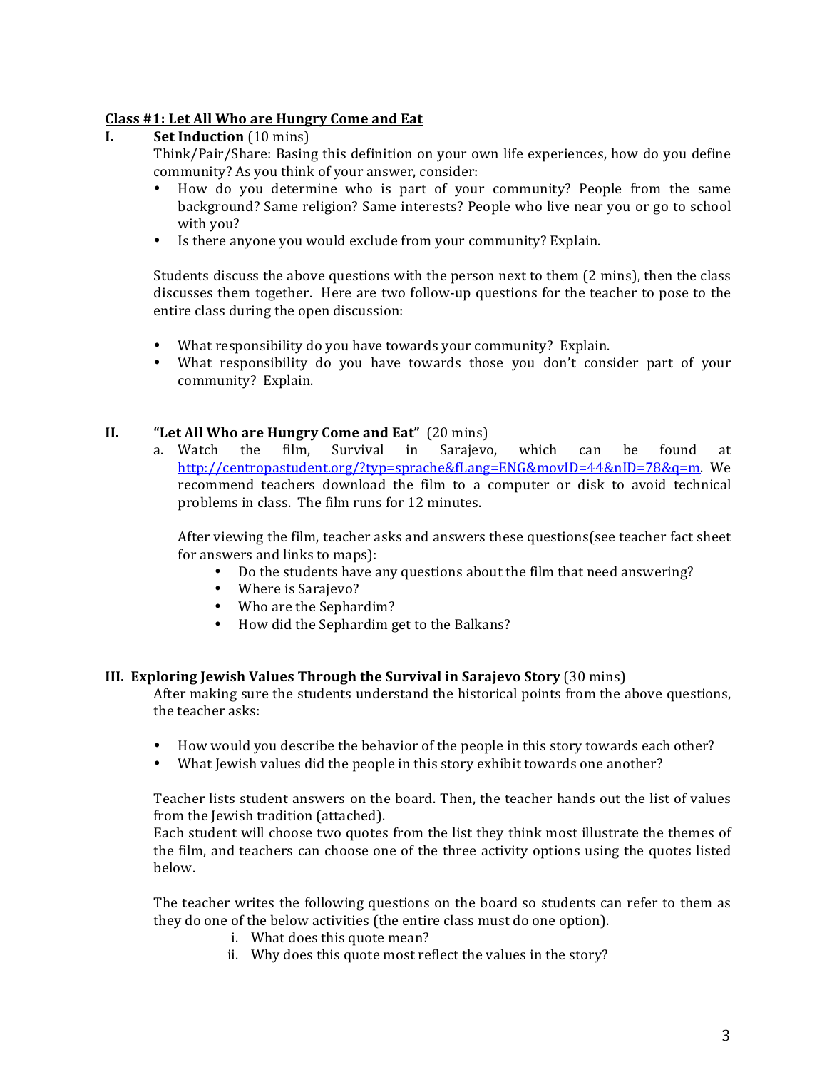## Class #1: Let All Who are Hungry Come and Eat

### I. Set Induction (10 mins)

Think/Pair/Share: Basing this definition on your own life experiences, how do you define community? As you think of your answer, consider:

- How do you determine who is part of your community? People from the same background? Same religion? Same interests? People who live near you or go to school with you?
- Is there anyone you would exclude from your community? Explain.

Students discuss the above questions with the person next to them (2 mins), then the class discusses them together. Here are two follow-up questions for the teacher to pose to the entire class during the open discussion:

- What responsibility do you have towards your community? Explain.
- What responsibility do you have towards those you don't consider part of your community? Explain.

### II. "Let All Who are Hungry Come and Eat" (20 mins)

a. Watch the film, Survival in Sarajevo, which can be found at http://centropastudent.org/?typ=sprache&fLang=ENG&movID=44&nID=78&q=m. We recommend teachers download the film to a computer or disk to avoid technical problems in class. The film runs for 12 minutes.

   After viewing the film, teacher asks and answers these questions(see teacher fact sheet for answers and links to maps):

   - Do the students have any questions about the film that need answering?
   - Where is Sarajevo?
   - Who are the Sephardim?
   - How did the Sephardim get to the Balkans?

### III. Exploring Jewish Values Through the Survival in Sarajevo Story (30 mins)

After making sure the students understand the historical points from the above questions, the teacher asks:

- How would you describe the behavior of the people in this story towards each other?
- What Jewish values did the people in this story exhibit towards one another?

Teacher lists student answers on the board. Then, the teacher hands out the list of values from the Jewish tradition (attached).
Each student will choose two quotes from the list they think most illustrate the themes of the film, and teachers can choose one of the three activity options using the quotes listed below.

The teacher writes the following questions on the board so students can refer to them as they do one of the below activities (the entire class must do one option).

i. What does this quote mean?
ii. Why does this quote most reflect the values in the story?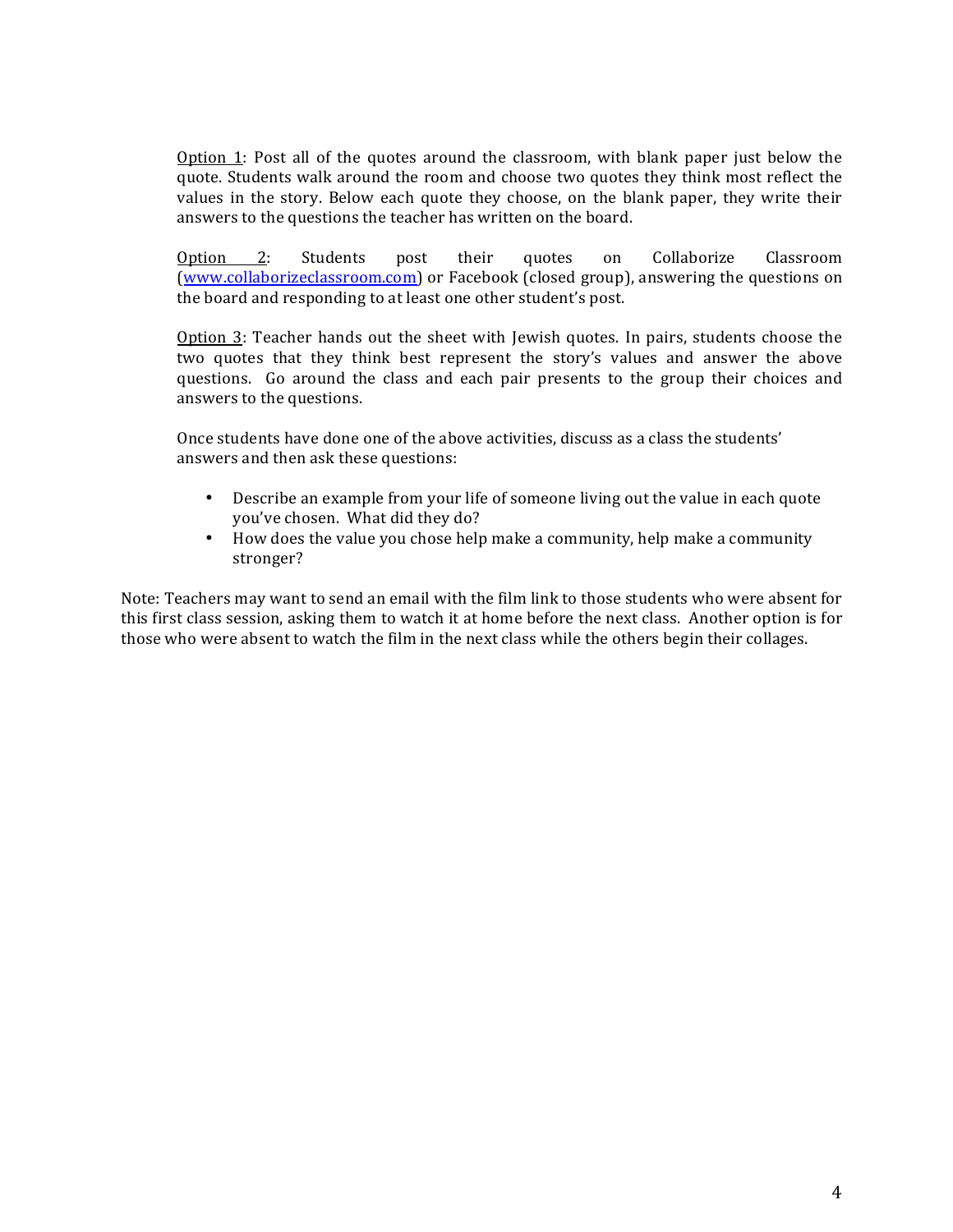<u>Option 1</u>: Post all of the quotes around the classroom, with blank paper just below the quote. Students walk around the room and choose two quotes they think most reflect the values in the story. Below each quote they choose, on the blank paper, they write their answers to the questions the teacher has written on the board.

<u>Option 2</u>: Students post their quotes on Collaborize Classroom ([www.collaborizeclassroom.com](http://www.collaborizeclassroom.com)) or Facebook (closed group), answering the questions on the board and responding to at least one other student's post.

<u>Option 3</u>: Teacher hands out the sheet with Jewish quotes. In pairs, students choose the two quotes that they think best represent the story's values and answer the above questions. Go around the class and each pair presents to the group their choices and answers to the questions.

Once students have done one of the above activities, discuss as a class the students' answers and then ask these questions:

- Describe an example from your life of someone living out the value in each quote you've chosen. What did they do?
- How does the value you chose help make a community, help make a community stronger?

Note: Teachers may want to send an email with the film link to those students who were absent for this first class session, asking them to watch it at home before the next class. Another option is for those who were absent to watch the film in the next class while the others begin their collages.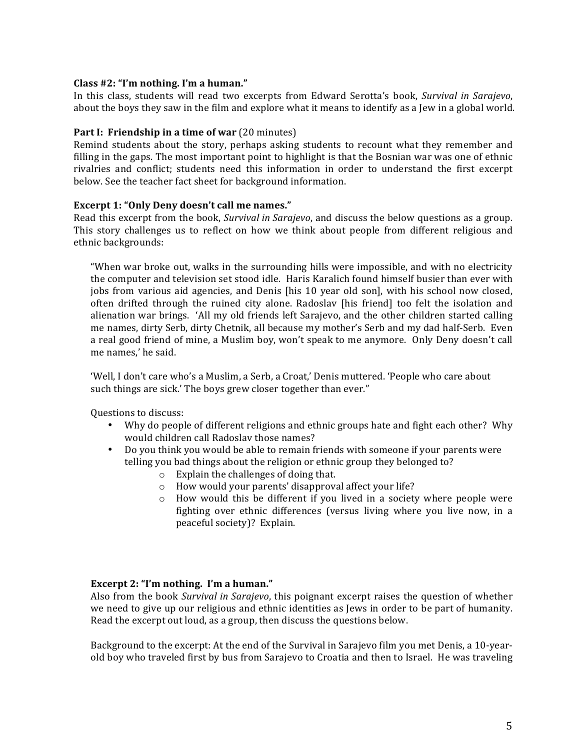**Class #2: "I'm nothing. I'm a human."**

In this class, students will read two excerpts from Edward Serotta's book, *Survival in Sarajevo*, about the boys they saw in the film and explore what it means to identify as a Jew in a global world.

**Part I: Friendship in a time of war** (20 minutes)

Remind students about the story, perhaps asking students to recount what they remember and filling in the gaps. The most important point to highlight is that the Bosnian war was one of ethnic rivalries and conflict; students need this information in order to understand the first excerpt below. See the teacher fact sheet for background information.

**Excerpt 1: "Only Deny doesn't call me names."**

Read this excerpt from the book, *Survival in Sarajevo*, and discuss the below questions as a group. This story challenges us to reflect on how we think about people from different religious and ethnic backgrounds:

> "When war broke out, walks in the surrounding hills were impossible, and with no electricity the computer and television set stood idle. Haris Karalich found himself busier than ever with jobs from various aid agencies, and Denis [his 10 year old son], with his school now closed, often drifted through the ruined city alone. Radoslav [his friend] too felt the isolation and alienation war brings. 'All my old friends left Sarajevo, and the other children started calling me names, dirty Serb, dirty Chetnik, all because my mother's Serb and my dad half-Serb. Even a real good friend of mine, a Muslim boy, won't speak to me anymore. Only Deny doesn't call me names,' he said.
>
> 'Well, I don't care who's a Muslim, a Serb, a Croat,' Denis muttered. 'People who care about such things are sick.' The boys grew closer together than ever."

Questions to discuss:

- Why do people of different religions and ethnic groups hate and fight each other? Why would children call Radoslav those names?
- Do you think you would be able to remain friends with someone if your parents were telling you bad things about the religion or ethnic group they belonged to?
  - Explain the challenges of doing that.
  - How would your parents' disapproval affect your life?
  - How would this be different if you lived in a society where people were fighting over ethnic differences (versus living where you live now, in a peaceful society)? Explain.

**Excerpt 2: "I'm nothing. I'm a human."**

Also from the book *Survival in Sarajevo*, this poignant excerpt raises the question of whether we need to give up our religious and ethnic identities as Jews in order to be part of humanity. Read the excerpt out loud, as a group, then discuss the questions below.

Background to the excerpt: At the end of the Survival in Sarajevo film you met Denis, a 10-year-old boy who traveled first by bus from Sarajevo to Croatia and then to Israel. He was traveling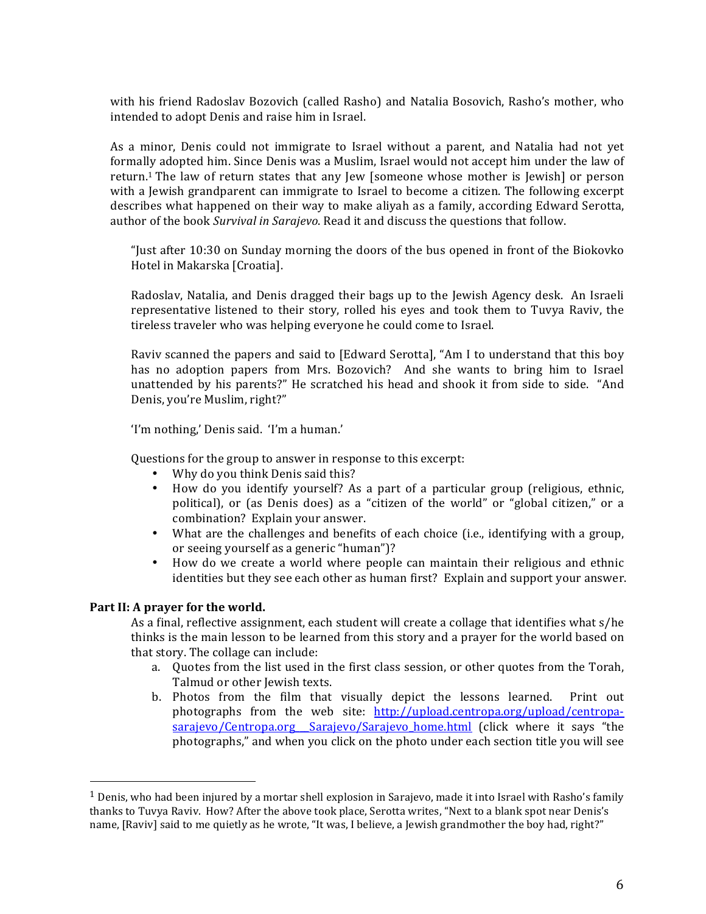with his friend Radoslav Bozovich (called Rasho) and Natalia Bosovich, Rasho's mother, who intended to adopt Denis and raise him in Israel.

As a minor, Denis could not immigrate to Israel without a parent, and Natalia had not yet formally adopted him. Since Denis was a Muslim, Israel would not accept him under the law of return.[1] The law of return states that any Jew [someone whose mother is Jewish] or person with a Jewish grandparent can immigrate to Israel to become a citizen. The following excerpt describes what happened on their way to make aliyah as a family, according Edward Serotta, author of the book *Survival in Sarajevo*. Read it and discuss the questions that follow.

> "Just after 10:30 on Sunday morning the doors of the bus opened in front of the Biokovko Hotel in Makarska [Croatia].
>
> Radoslav, Natalia, and Denis dragged their bags up to the Jewish Agency desk. An Israeli representative listened to their story, rolled his eyes and took them to Tuvya Raviv, the tireless traveler who was helping everyone he could come to Israel.
>
> Raviv scanned the papers and said to [Edward Serotta], "Am I to understand that this boy has no adoption papers from Mrs. Bozovich? And she wants to bring him to Israel unattended by his parents?" He scratched his head and shook it from side to side. "And Denis, you're Muslim, right?"
>
> 'I'm nothing,' Denis said. 'I'm a human.'

Questions for the group to answer in response to this excerpt:

- Why do you think Denis said this?
- How do you identify yourself? As a part of a particular group (religious, ethnic, political), or (as Denis does) as a "citizen of the world" or "global citizen," or a combination? Explain your answer.
- What are the challenges and benefits of each choice (i.e., identifying with a group, or seeing yourself as a generic "human")?
- How do we create a world where people can maintain their religious and ethnic identities but they see each other as human first? Explain and support your answer.

**Part II: A prayer for the world.**

As a final, reflective assignment, each student will create a collage that identifies what s/he thinks is the main lesson to be learned from this story and a prayer for the world based on that story. The collage can include:

a. Quotes from the list used in the first class session, or other quotes from the Torah, Talmud or other Jewish texts.
b. Photos from the film that visually depict the lessons learned. Print out photographs from the web site: http://upload.centropa.org/upload/centropa-sarajevo/Centropa.org__Sarajevo/Sarajevo_home.html (click where it says "the photographs," and when you click on the photo under each section title you will see

---

[1] Denis, who had been injured by a mortar shell explosion in Sarajevo, made it into Israel with Rasho's family thanks to Tuvya Raviv. How? After the above took place, Serotta writes, "Next to a blank spot near Denis's name, [Raviv] said to me quietly as he wrote, "It was, I believe, a Jewish grandmother the boy had, right?"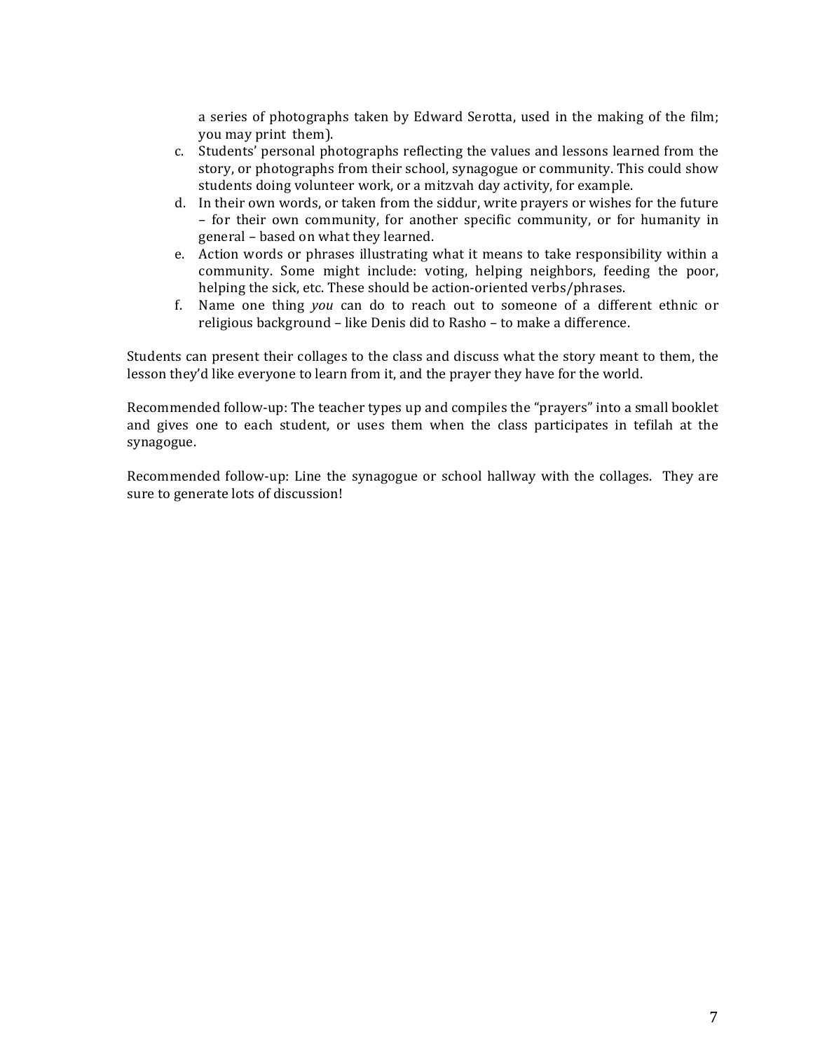a series of photographs taken by Edward Serotta, used in the making of the film; you may print them).

c. Students' personal photographs reflecting the values and lessons learned from the story, or photographs from their school, synagogue or community. This could show students doing volunteer work, or a mitzvah day activity, for example.
d. In their own words, or taken from the siddur, write prayers or wishes for the future – for their own community, for another specific community, or for humanity in general – based on what they learned.
e. Action words or phrases illustrating what it means to take responsibility within a community. Some might include: voting, helping neighbors, feeding the poor, helping the sick, etc. These should be action-oriented verbs/phrases.
f. Name one thing *you* can do to reach out to someone of a different ethnic or religious background – like Denis did to Rasho – to make a difference.

Students can present their collages to the class and discuss what the story meant to them, the lesson they'd like everyone to learn from it, and the prayer they have for the world.

Recommended follow-up: The teacher types up and compiles the "prayers" into a small booklet and gives one to each student, or uses them when the class participates in tefilah at the synagogue.

Recommended follow-up: Line the synagogue or school hallway with the collages. They are sure to generate lots of discussion!